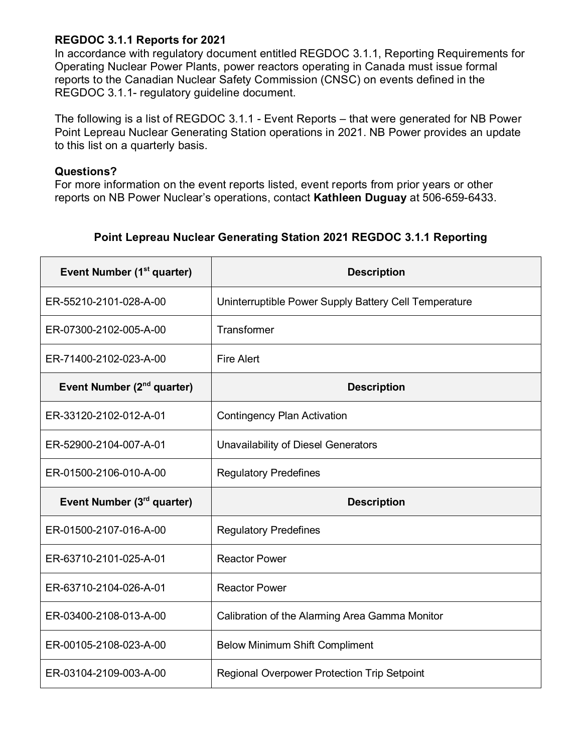**REGDOC 3.1.1 Reports for 2021**

In accordance with regulatory document entitled REGDOC 3.1.1, Reporting Requirements for Operating Nuclear Power Plants, power reactors operating in Canada must issue formal reports to the Canadian Nuclear Safety Commission (CNSC) on events defined in the REGDOC 3.1.1- regulatory guideline document.

The following is a list of REGDOC 3.1.1 - Event Reports – that were generated for NB Power Point Lepreau Nuclear Generating Station operations in 2021. NB Power provides an update to this list on a quarterly basis.

**Questions?**

For more information on the event reports listed, event reports from prior years or other reports on NB Power Nuclear's operations, contact **Kathleen Duguay** at 506-659-6433.

**Point Lepreau Nuclear Generating Station 2021 REGDOC 3.1.1 Reporting**

| Event Number (1st quarter) | Description |
|---|---|
| ER-55210-2101-028-A-00 | Uninterruptible Power Supply Battery Cell Temperature |
| ER-07300-2102-005-A-00 | Transformer |
| ER-71400-2102-023-A-00 | Fire Alert |
| **Event Number (2nd quarter)** | **Description** |
| ER-33120-2102-012-A-01 | Contingency Plan Activation |
| ER-52900-2104-007-A-01 | Unavailability of Diesel Generators |
| ER-01500-2106-010-A-00 | Regulatory Predefines |
| **Event Number (3rd quarter)** | **Description** |
| ER-01500-2107-016-A-00 | Regulatory Predefines |
| ER-63710-2101-025-A-01 | Reactor Power |
| ER-63710-2104-026-A-01 | Reactor Power |
| ER-03400-2108-013-A-00 | Calibration of the Alarming Area Gamma Monitor |
| ER-00105-2108-023-A-00 | Below Minimum Shift Compliment |
| ER-03104-2109-003-A-00 | Regional Overpower Protection Trip Setpoint |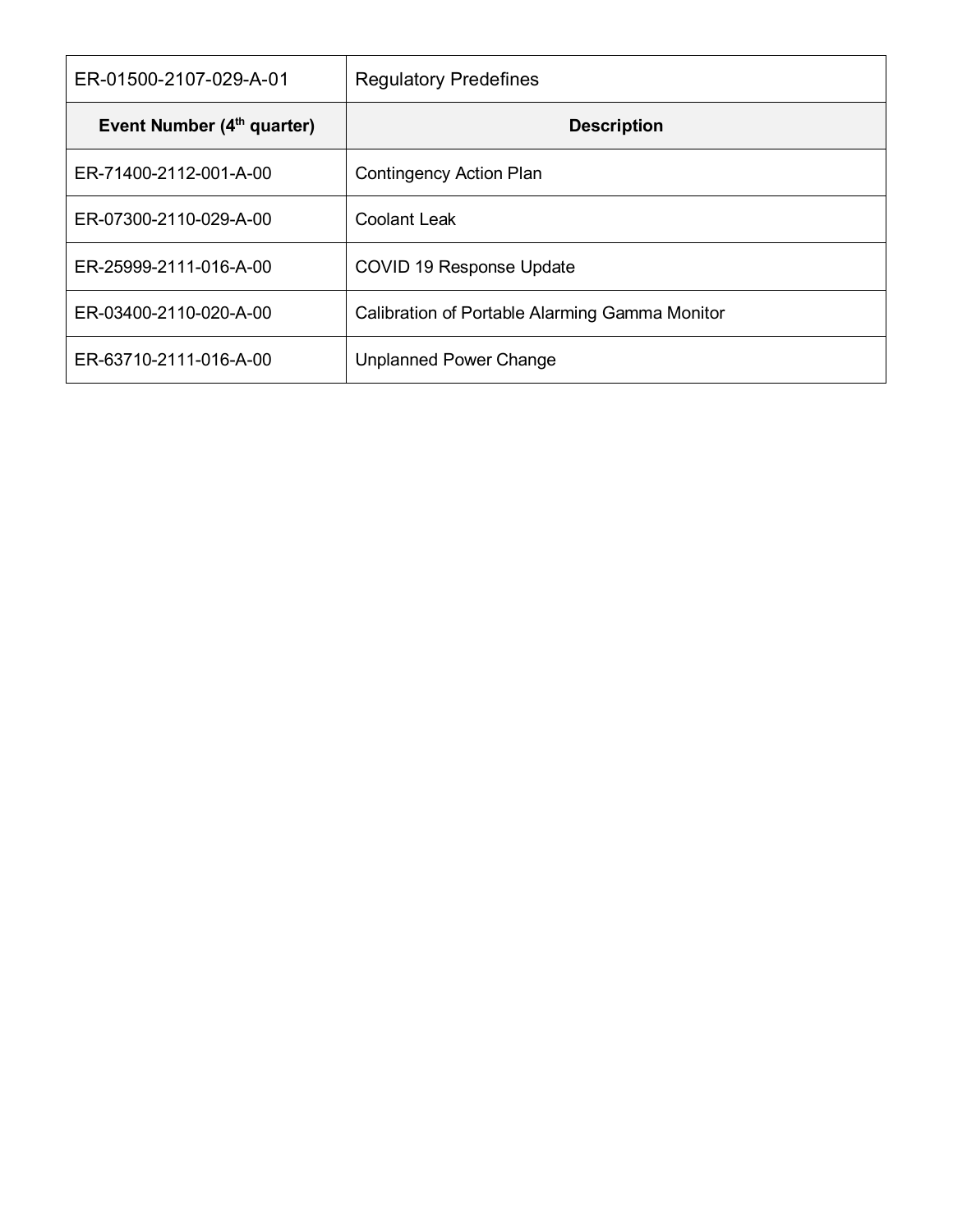| | |
|---|---|
| ER-01500-2107-029-A-01 | Regulatory Predefines |
| **Event Number (4th quarter)** | **Description** |
| ER-71400-2112-001-A-00 | Contingency Action Plan |
| ER-07300-2110-029-A-00 | Coolant Leak |
| ER-25999-2111-016-A-00 | COVID 19 Response Update |
| ER-03400-2110-020-A-00 | Calibration of Portable Alarming Gamma Monitor |
| ER-63710-2111-016-A-00 | Unplanned Power Change |